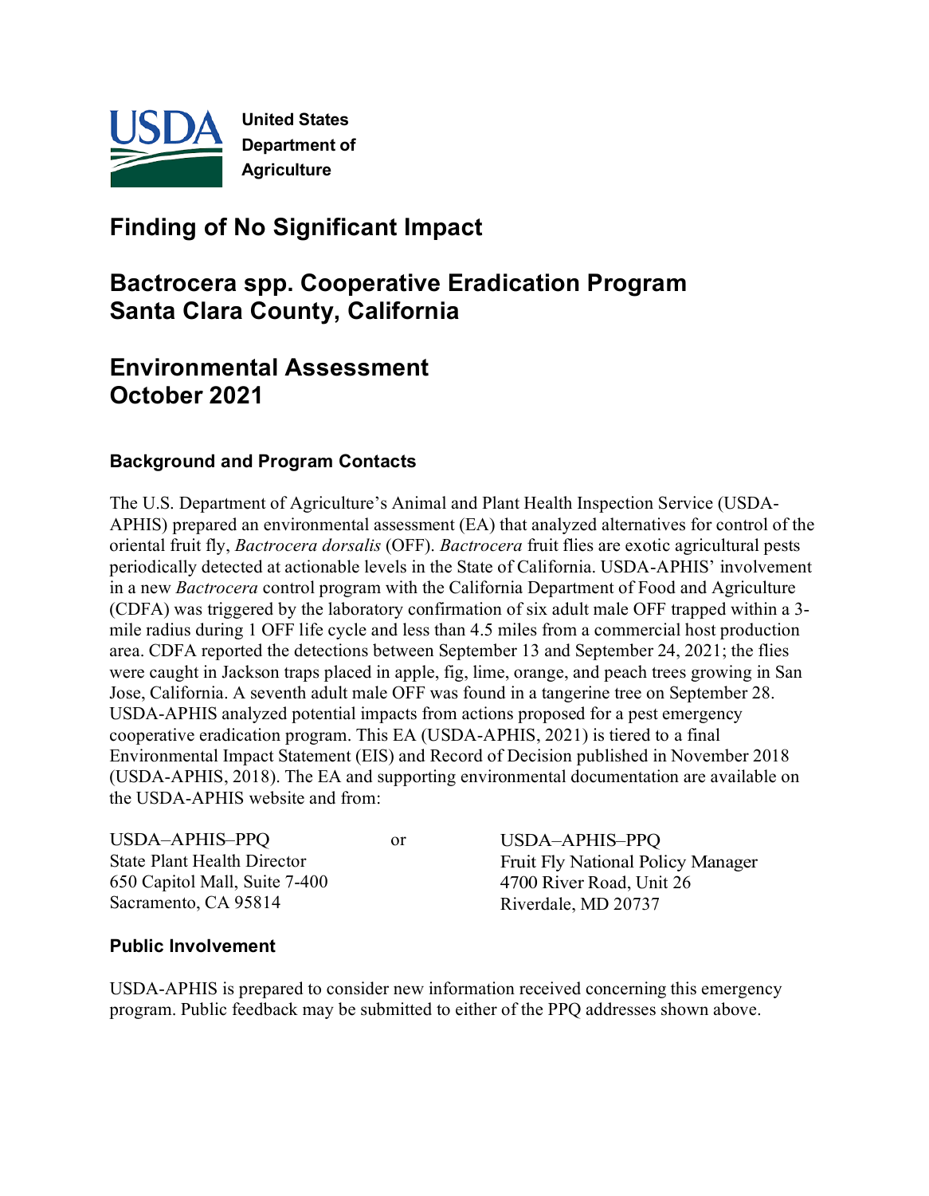**United States Department of Agriculture**

# Finding of No Significant Impact

# Bactrocera spp. Cooperative Eradication Program Santa Clara County, California

# Environmental Assessment October 2021

## Background and Program Contacts

The U.S. Department of Agriculture's Animal and Plant Health Inspection Service (USDA-APHIS) prepared an environmental assessment (EA) that analyzed alternatives for control of the oriental fruit fly, *Bactrocera dorsalis* (OFF). *Bactrocera* fruit flies are exotic agricultural pests periodically detected at actionable levels in the State of California. USDA-APHIS' involvement in a new *Bactrocera* control program with the California Department of Food and Agriculture (CDFA) was triggered by the laboratory confirmation of six adult male OFF trapped within a 3-mile radius during 1 OFF life cycle and less than 4.5 miles from a commercial host production area. CDFA reported the detections between September 13 and September 24, 2021; the flies were caught in Jackson traps placed in apple, fig, lime, orange, and peach trees growing in San Jose, California. A seventh adult male OFF was found in a tangerine tree on September 28. USDA-APHIS analyzed potential impacts from actions proposed for a pest emergency cooperative eradication program. This EA (USDA-APHIS, 2021) is tiered to a final Environmental Impact Statement (EIS) and Record of Decision published in November 2018 (USDA-APHIS, 2018). The EA and supporting environmental documentation are available on the USDA-APHIS website and from:

USDA–APHIS–PPQ
State Plant Health Director
650 Capitol Mall, Suite 7-400
Sacramento, CA 95814

or

USDA–APHIS–PPQ
Fruit Fly National Policy Manager
4700 River Road, Unit 26
Riverdale, MD 20737

## Public Involvement

USDA-APHIS is prepared to consider new information received concerning this emergency program. Public feedback may be submitted to either of the PPQ addresses shown above.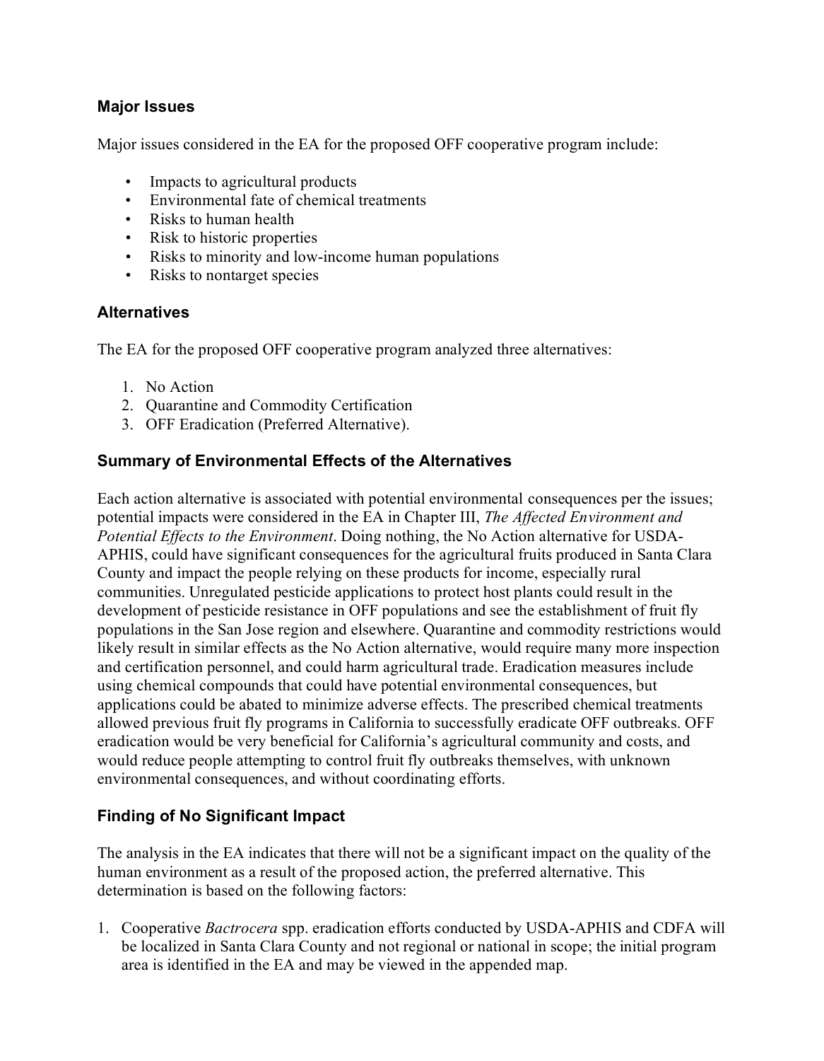## Major Issues

Major issues considered in the EA for the proposed OFF cooperative program include:

- Impacts to agricultural products
- Environmental fate of chemical treatments
- Risks to human health
- Risk to historic properties
- Risks to minority and low-income human populations
- Risks to nontarget species

## Alternatives

The EA for the proposed OFF cooperative program analyzed three alternatives:

1. No Action
2. Quarantine and Commodity Certification
3. OFF Eradication (Preferred Alternative).

## Summary of Environmental Effects of the Alternatives

Each action alternative is associated with potential environmental consequences per the issues; potential impacts were considered in the EA in Chapter III, *The Affected Environment and Potential Effects to the Environment*. Doing nothing, the No Action alternative for USDA-APHIS, could have significant consequences for the agricultural fruits produced in Santa Clara County and impact the people relying on these products for income, especially rural communities. Unregulated pesticide applications to protect host plants could result in the development of pesticide resistance in OFF populations and see the establishment of fruit fly populations in the San Jose region and elsewhere. Quarantine and commodity restrictions would likely result in similar effects as the No Action alternative, would require many more inspection and certification personnel, and could harm agricultural trade. Eradication measures include using chemical compounds that could have potential environmental consequences, but applications could be abated to minimize adverse effects. The prescribed chemical treatments allowed previous fruit fly programs in California to successfully eradicate OFF outbreaks. OFF eradication would be very beneficial for California's agricultural community and costs, and would reduce people attempting to control fruit fly outbreaks themselves, with unknown environmental consequences, and without coordinating efforts.

## Finding of No Significant Impact

The analysis in the EA indicates that there will not be a significant impact on the quality of the human environment as a result of the proposed action, the preferred alternative. This determination is based on the following factors:

1. Cooperative *Bactrocera* spp. eradication efforts conducted by USDA-APHIS and CDFA will be localized in Santa Clara County and not regional or national in scope; the initial program area is identified in the EA and may be viewed in the appended map.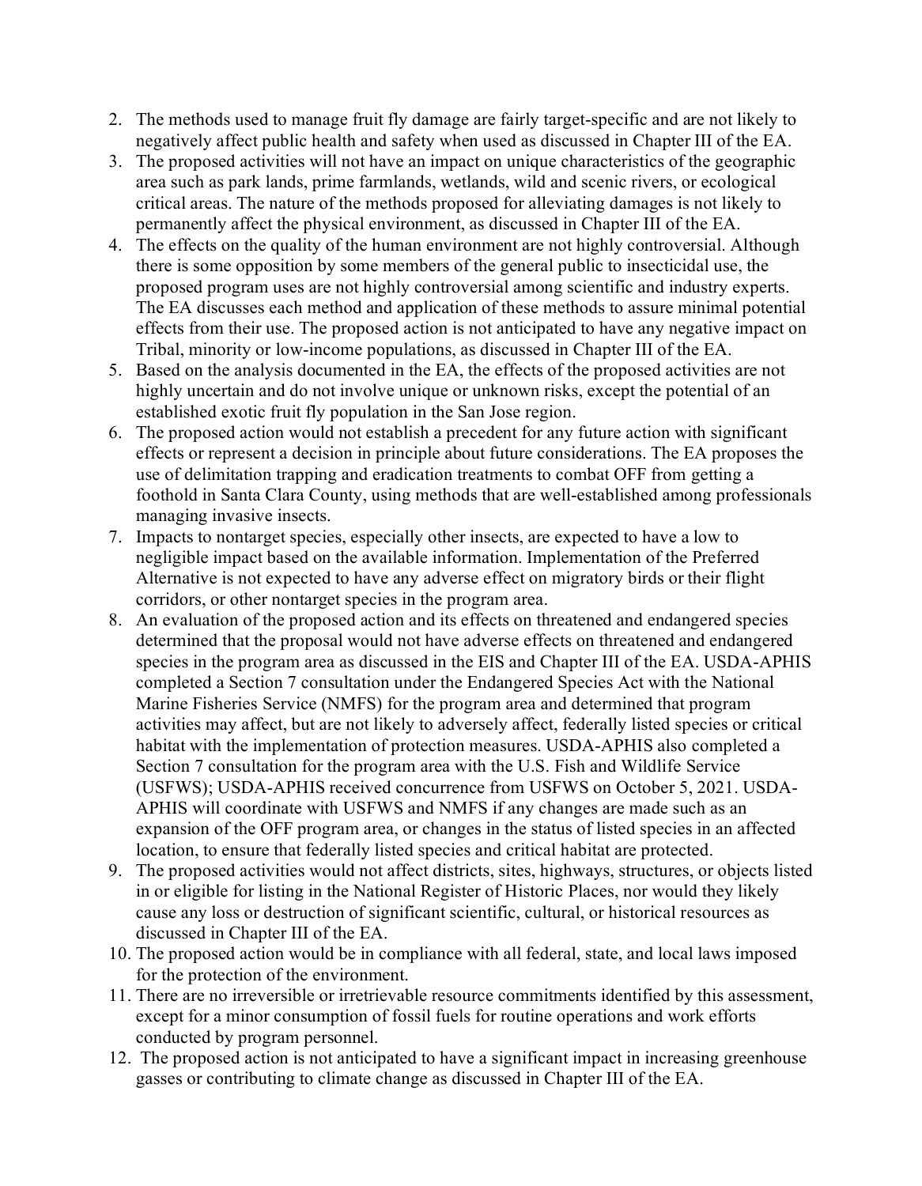2. The methods used to manage fruit fly damage are fairly target-specific and are not likely to negatively affect public health and safety when used as discussed in Chapter III of the EA.
3. The proposed activities will not have an impact on unique characteristics of the geographic area such as park lands, prime farmlands, wetlands, wild and scenic rivers, or ecological critical areas. The nature of the methods proposed for alleviating damages is not likely to permanently affect the physical environment, as discussed in Chapter III of the EA.
4. The effects on the quality of the human environment are not highly controversial. Although there is some opposition by some members of the general public to insecticidal use, the proposed program uses are not highly controversial among scientific and industry experts. The EA discusses each method and application of these methods to assure minimal potential effects from their use. The proposed action is not anticipated to have any negative impact on Tribal, minority or low-income populations, as discussed in Chapter III of the EA.
5. Based on the analysis documented in the EA, the effects of the proposed activities are not highly uncertain and do not involve unique or unknown risks, except the potential of an established exotic fruit fly population in the San Jose region.
6. The proposed action would not establish a precedent for any future action with significant effects or represent a decision in principle about future considerations. The EA proposes the use of delimitation trapping and eradication treatments to combat OFF from getting a foothold in Santa Clara County, using methods that are well-established among professionals managing invasive insects.
7. Impacts to nontarget species, especially other insects, are expected to have a low to negligible impact based on the available information. Implementation of the Preferred Alternative is not expected to have any adverse effect on migratory birds or their flight corridors, or other nontarget species in the program area.
8. An evaluation of the proposed action and its effects on threatened and endangered species determined that the proposal would not have adverse effects on threatened and endangered species in the program area as discussed in the EIS and Chapter III of the EA. USDA-APHIS completed a Section 7 consultation under the Endangered Species Act with the National Marine Fisheries Service (NMFS) for the program area and determined that program activities may affect, but are not likely to adversely affect, federally listed species or critical habitat with the implementation of protection measures. USDA-APHIS also completed a Section 7 consultation for the program area with the U.S. Fish and Wildlife Service (USFWS); USDA-APHIS received concurrence from USFWS on October 5, 2021. USDA-APHIS will coordinate with USFWS and NMFS if any changes are made such as an expansion of the OFF program area, or changes in the status of listed species in an affected location, to ensure that federally listed species and critical habitat are protected.
9. The proposed activities would not affect districts, sites, highways, structures, or objects listed in or eligible for listing in the National Register of Historic Places, nor would they likely cause any loss or destruction of significant scientific, cultural, or historical resources as discussed in Chapter III of the EA.
10. The proposed action would be in compliance with all federal, state, and local laws imposed for the protection of the environment.
11. There are no irreversible or irretrievable resource commitments identified by this assessment, except for a minor consumption of fossil fuels for routine operations and work efforts conducted by program personnel.
12. The proposed action is not anticipated to have a significant impact in increasing greenhouse gasses or contributing to climate change as discussed in Chapter III of the EA.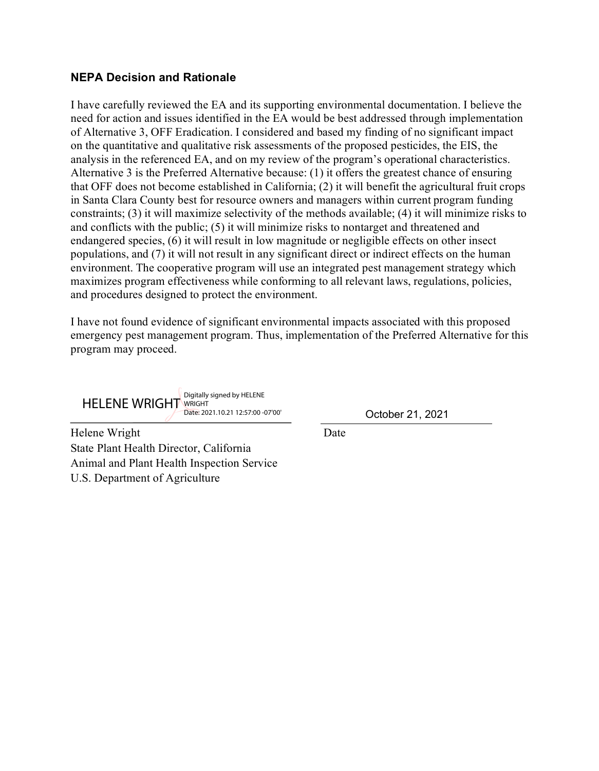## NEPA Decision and Rationale

I have carefully reviewed the EA and its supporting environmental documentation. I believe the need for action and issues identified in the EA would be best addressed through implementation of Alternative 3, OFF Eradication. I considered and based my finding of no significant impact on the quantitative and qualitative risk assessments of the proposed pesticides, the EIS, the analysis in the referenced EA, and on my review of the program's operational characteristics. Alternative 3 is the Preferred Alternative because: (1) it offers the greatest chance of ensuring that OFF does not become established in California; (2) it will benefit the agricultural fruit crops in Santa Clara County best for resource owners and managers within current program funding constraints; (3) it will maximize selectivity of the methods available; (4) it will minimize risks to and conflicts with the public; (5) it will minimize risks to nontarget and threatened and endangered species, (6) it will result in low magnitude or negligible effects on other insect populations, and (7) it will not result in any significant direct or indirect effects on the human environment. The cooperative program will use an integrated pest management strategy which maximizes program effectiveness while conforming to all relevant laws, regulations, policies, and procedures designed to protect the environment.

I have not found evidence of significant environmental impacts associated with this proposed emergency pest management program. Thus, implementation of the Preferred Alternative for this program may proceed.

HELENE WRIGHT Digitally signed by HELENE WRIGHT
Date: 2021.10.21 12:57:00 -07'00'

October 21, 2021

Helene Wright
State Plant Health Director, California
Animal and Plant Health Inspection Service
U.S. Department of Agriculture

Date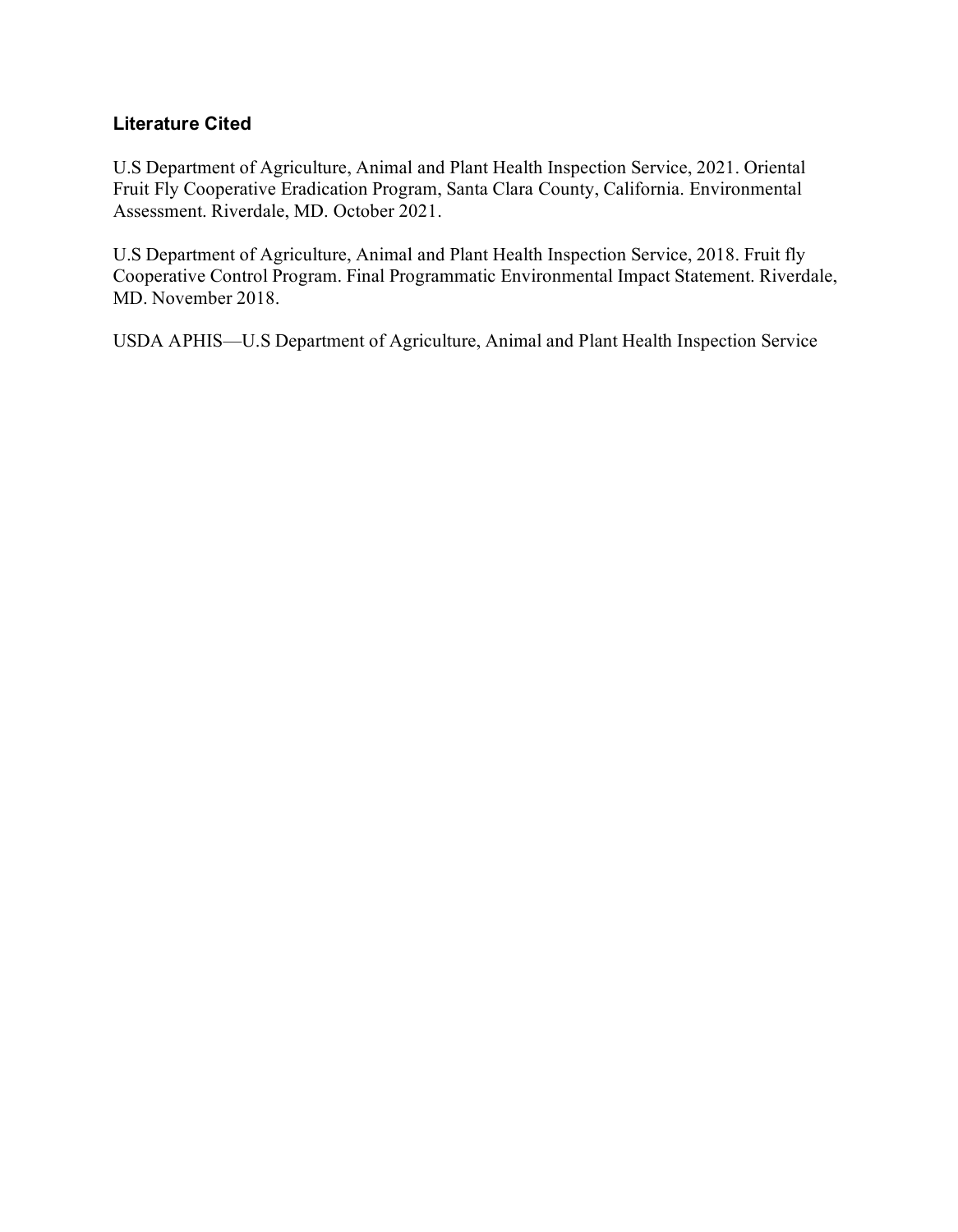### Literature Cited

U.S Department of Agriculture, Animal and Plant Health Inspection Service, 2021. Oriental Fruit Fly Cooperative Eradication Program, Santa Clara County, California. Environmental Assessment. Riverdale, MD. October 2021.

U.S Department of Agriculture, Animal and Plant Health Inspection Service, 2018. Fruit fly Cooperative Control Program. Final Programmatic Environmental Impact Statement. Riverdale, MD. November 2018.

USDA APHIS—U.S Department of Agriculture, Animal and Plant Health Inspection Service